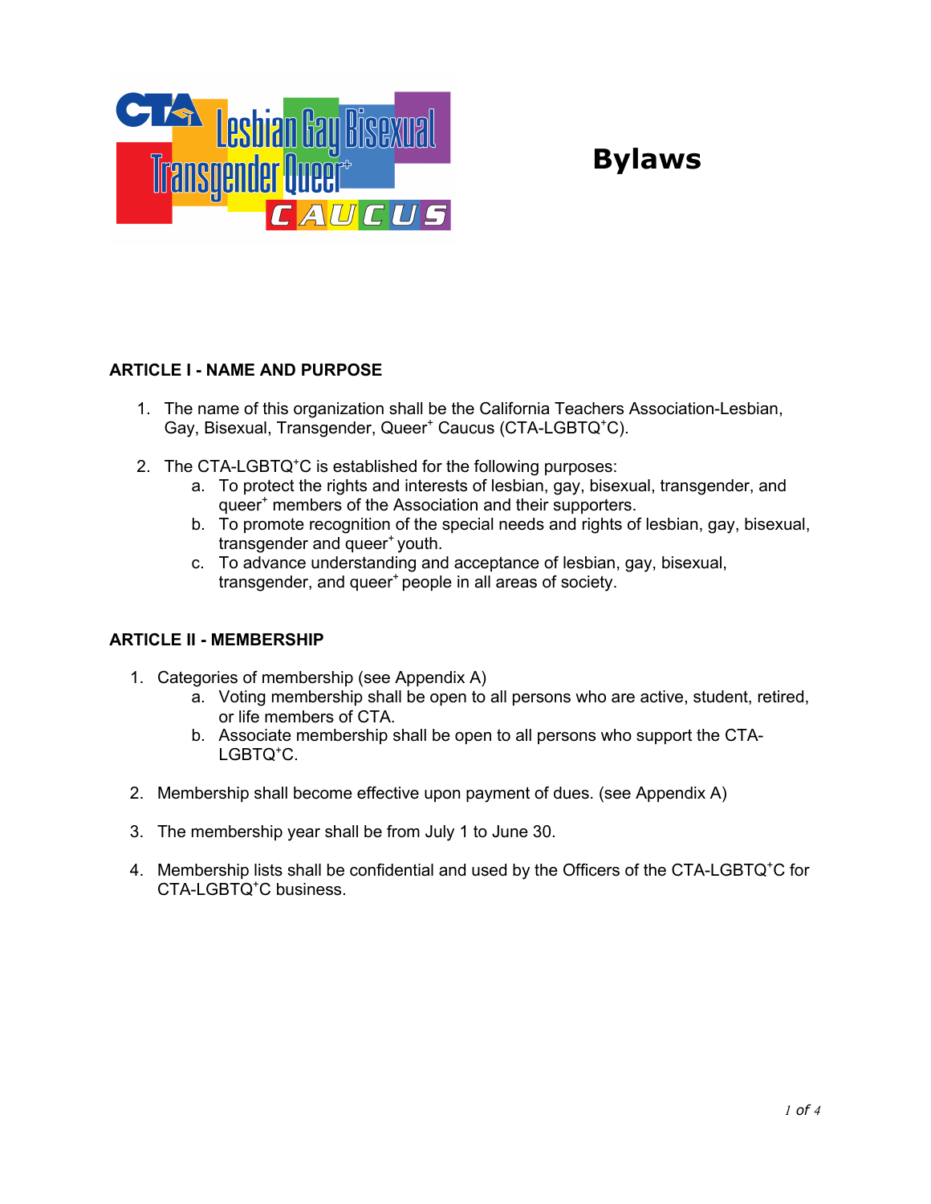# Bylaws

## ARTICLE I - NAME AND PURPOSE

1. The name of this organization shall be the California Teachers Association-Lesbian, Gay, Bisexual, Transgender, Queer+ Caucus (CTA-LGBTQ+C).

2. The CTA-LGBTQ+C is established for the following purposes:
   a. To protect the rights and interests of lesbian, gay, bisexual, transgender, and queer+ members of the Association and their supporters.
   b. To promote recognition of the special needs and rights of lesbian, gay, bisexual, transgender and queer+ youth.
   c. To advance understanding and acceptance of lesbian, gay, bisexual, transgender, and queer+ people in all areas of society.

## ARTICLE II - MEMBERSHIP

1. Categories of membership (see Appendix A)
   a. Voting membership shall be open to all persons who are active, student, retired, or life members of CTA.
   b. Associate membership shall be open to all persons who support the CTA-LGBTQ+C.

2. Membership shall become effective upon payment of dues. (see Appendix A)

3. The membership year shall be from July 1 to June 30.

4. Membership lists shall be confidential and used by the Officers of the CTA-LGBTQ+C for CTA-LGBTQ+C business.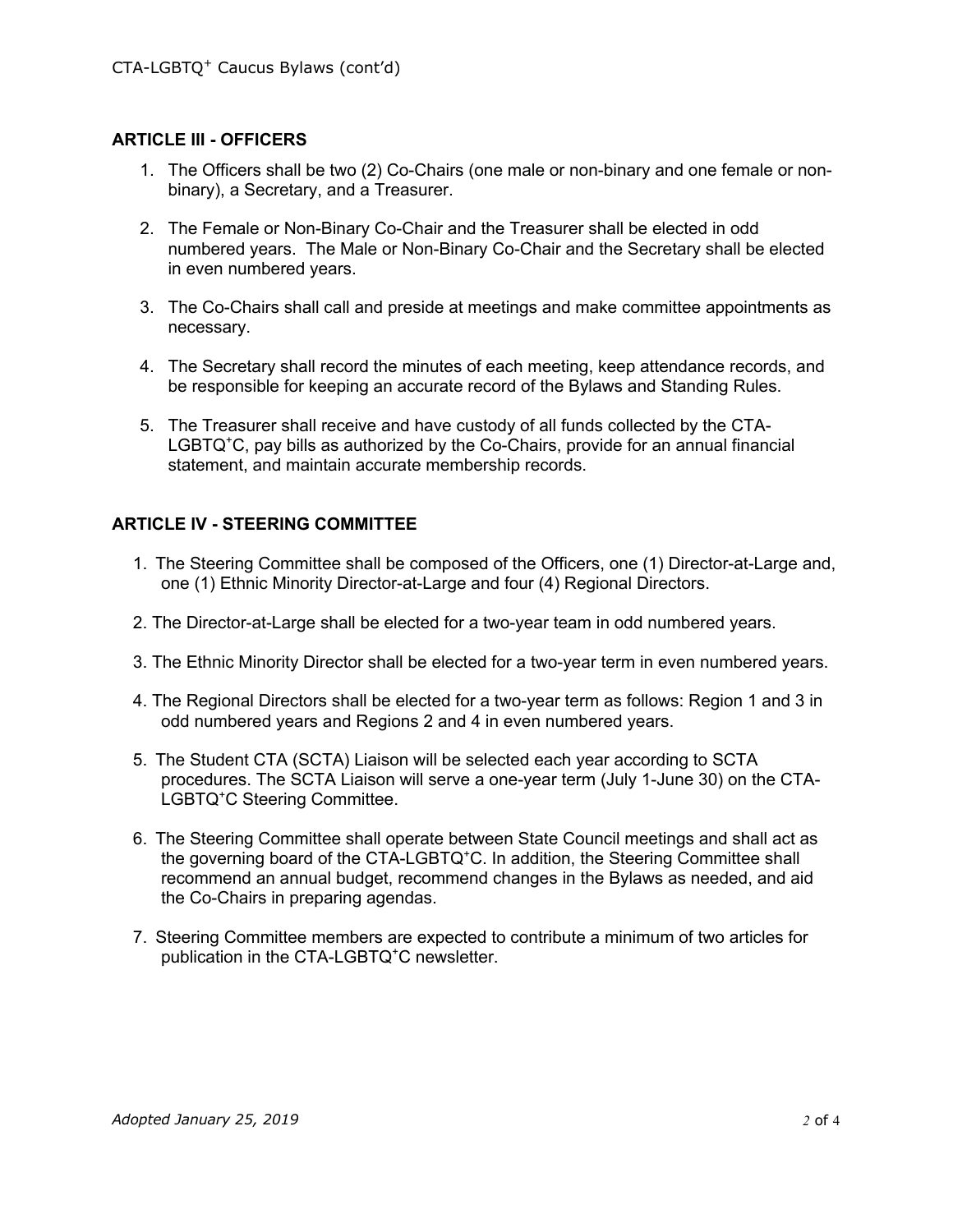## ARTICLE III - OFFICERS

1. The Officers shall be two (2) Co-Chairs (one male or non-binary and one female or non-binary), a Secretary, and a Treasurer.
2. The Female or Non-Binary Co-Chair and the Treasurer shall be elected in odd numbered years. The Male or Non-Binary Co-Chair and the Secretary shall be elected in even numbered years.
3. The Co-Chairs shall call and preside at meetings and make committee appointments as necessary.
4. The Secretary shall record the minutes of each meeting, keep attendance records, and be responsible for keeping an accurate record of the Bylaws and Standing Rules.
5. The Treasurer shall receive and have custody of all funds collected by the CTA-LGBTQ+C, pay bills as authorized by the Co-Chairs, provide for an annual financial statement, and maintain accurate membership records.

## ARTICLE IV - STEERING COMMITTEE

1. The Steering Committee shall be composed of the Officers, one (1) Director-at-Large and, one (1) Ethnic Minority Director-at-Large and four (4) Regional Directors.
2. The Director-at-Large shall be elected for a two-year team in odd numbered years.
3. The Ethnic Minority Director shall be elected for a two-year term in even numbered years.
4. The Regional Directors shall be elected for a two-year term as follows: Region 1 and 3 in odd numbered years and Regions 2 and 4 in even numbered years.
5. The Student CTA (SCTA) Liaison will be selected each year according to SCTA procedures. The SCTA Liaison will serve a one-year term (July 1-June 30) on the CTA-LGBTQ+C Steering Committee.
6. The Steering Committee shall operate between State Council meetings and shall act as the governing board of the CTA-LGBTQ+C. In addition, the Steering Committee shall recommend an annual budget, recommend changes in the Bylaws as needed, and aid the Co-Chairs in preparing agendas.
7. Steering Committee members are expected to contribute a minimum of two articles for publication in the CTA-LGBTQ+C newsletter.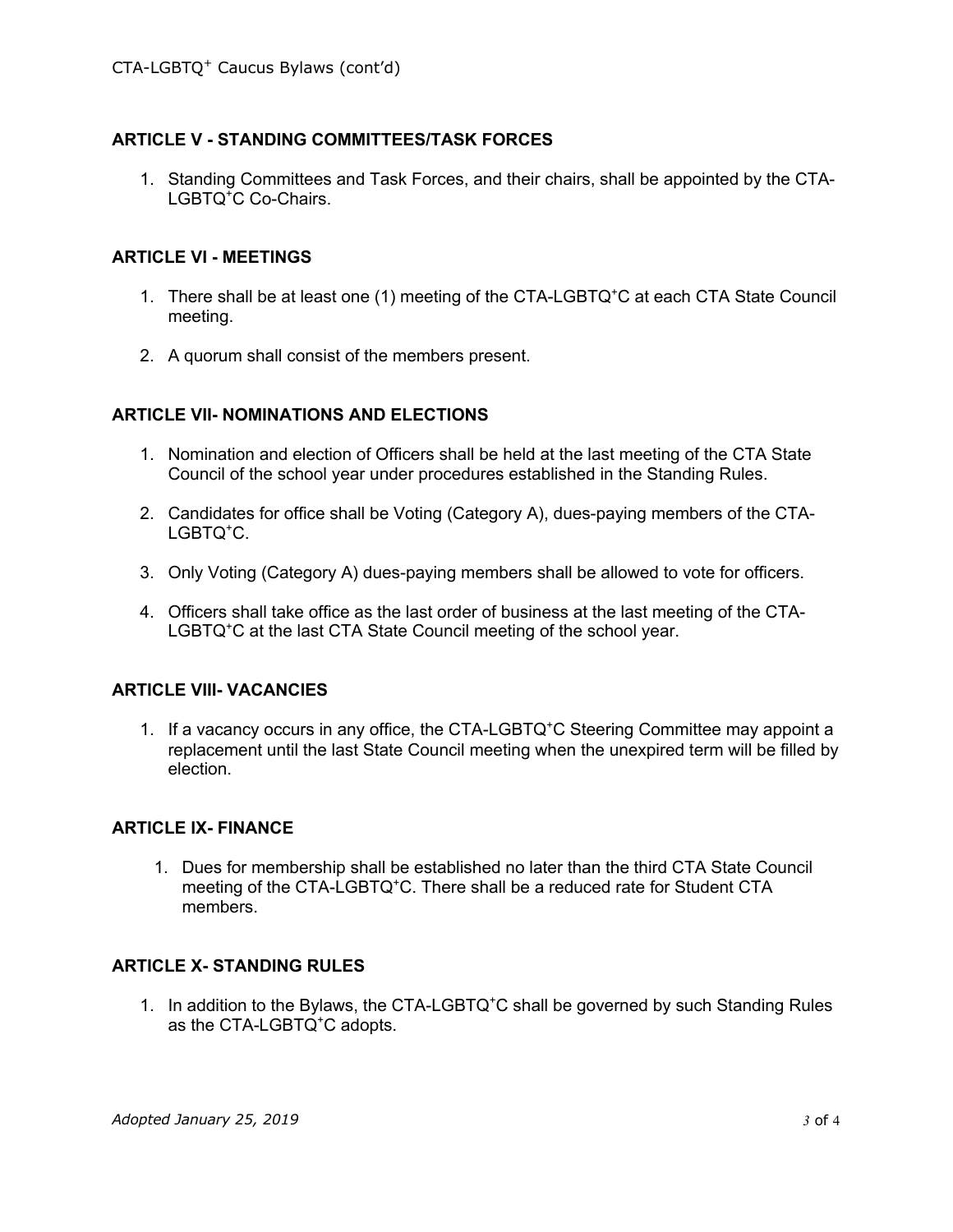## ARTICLE V - STANDING COMMITTEES/TASK FORCES

1. Standing Committees and Task Forces, and their chairs, shall be appointed by the CTA-LGBTQ+C Co-Chairs.

## ARTICLE VI - MEETINGS

1. There shall be at least one (1) meeting of the CTA-LGBTQ+C at each CTA State Council meeting.
2. A quorum shall consist of the members present.

## ARTICLE VII- NOMINATIONS AND ELECTIONS

1. Nomination and election of Officers shall be held at the last meeting of the CTA State Council of the school year under procedures established in the Standing Rules.
2. Candidates for office shall be Voting (Category A), dues-paying members of the CTA-LGBTQ+C.
3. Only Voting (Category A) dues-paying members shall be allowed to vote for officers.
4. Officers shall take office as the last order of business at the last meeting of the CTA-LGBTQ+C at the last CTA State Council meeting of the school year.

## ARTICLE VIII- VACANCIES

1. If a vacancy occurs in any office, the CTA-LGBTQ+C Steering Committee may appoint a replacement until the last State Council meeting when the unexpired term will be filled by election.

## ARTICLE IX- FINANCE

1. Dues for membership shall be established no later than the third CTA State Council meeting of the CTA-LGBTQ+C. There shall be a reduced rate for Student CTA members.

## ARTICLE X- STANDING RULES

1. In addition to the Bylaws, the CTA-LGBTQ+C shall be governed by such Standing Rules as the CTA-LGBTQ+C adopts.

*Adopted January 25, 2019*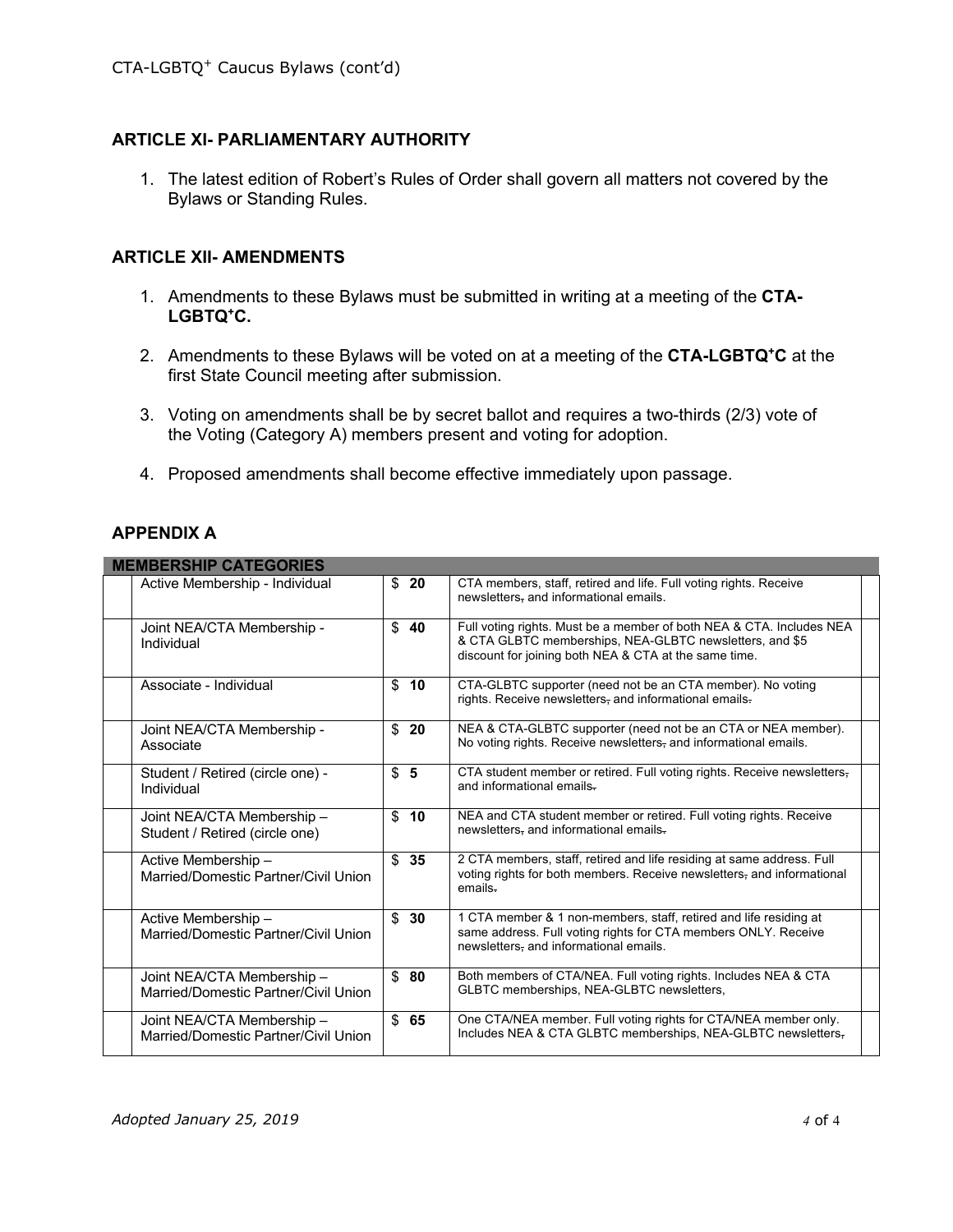## ARTICLE XI- PARLIAMENTARY AUTHORITY

1. The latest edition of Robert's Rules of Order shall govern all matters not covered by the Bylaws or Standing Rules.

## ARTICLE XII- AMENDMENTS

1. Amendments to these Bylaws must be submitted in writing at a meeting of the **CTA-LGBTQ+C.**

2. Amendments to these Bylaws will be voted on at a meeting of the **CTA-LGBTQ+C** at the first State Council meeting after submission.

3. Voting on amendments shall be by secret ballot and requires a two-thirds (2/3) vote of the Voting (Category A) members present and voting for adoption.

4. Proposed amendments shall become effective immediately upon passage.

## APPENDIX A

| | MEMBERSHIP CATEGORIES | | | |
|---|---|---|---|---|
| | Active Membership - Individual | $ **20** | CTA members, staff, retired and life. Full voting rights. Receive newsletters, and informational emails. | |
| | Joint NEA/CTA Membership - Individual | $ **40** | Full voting rights. Must be a member of both NEA & CTA. Includes NEA & CTA GLBTC memberships, NEA-GLBTC newsletters, and $5 discount for joining both NEA & CTA at the same time. | |
| | Associate - Individual | $ **10** | CTA-GLBTC supporter (need not be an CTA member). No voting rights. Receive newsletters, and informational emails. | |
| | Joint NEA/CTA Membership - Associate | $ **20** | NEA & CTA-GLBTC supporter (need not be an CTA or NEA member). No voting rights. Receive newsletters, and informational emails. | |
| | Student / Retired (circle one) - Individual | $ **5** | CTA student member or retired. Full voting rights. Receive newsletters, and informational emails. | |
| | Joint NEA/CTA Membership – Student / Retired (circle one) | $ **10** | NEA and CTA student member or retired. Full voting rights. Receive newsletters, and informational emails. | |
| | Active Membership – Married/Domestic Partner/Civil Union | $ **35** | 2 CTA members, staff, retired and life residing at same address. Full voting rights for both members. Receive newsletters, and informational emails. | |
| | Active Membership – Married/Domestic Partner/Civil Union | $ **30** | 1 CTA member & 1 non-members, staff, retired and life residing at same address. Full voting rights for CTA members ONLY. Receive newsletters, and informational emails. | |
| | Joint NEA/CTA Membership – Married/Domestic Partner/Civil Union | $ **80** | Both members of CTA/NEA. Full voting rights. Includes NEA & CTA GLBTC memberships, NEA-GLBTC newsletters, | |
| | Joint NEA/CTA Membership – Married/Domestic Partner/Civil Union | $ **65** | One CTA/NEA member. Full voting rights for CTA/NEA member only. Includes NEA & CTA GLBTC memberships, NEA-GLBTC newsletters, | |

*Adopted January 25, 2019*